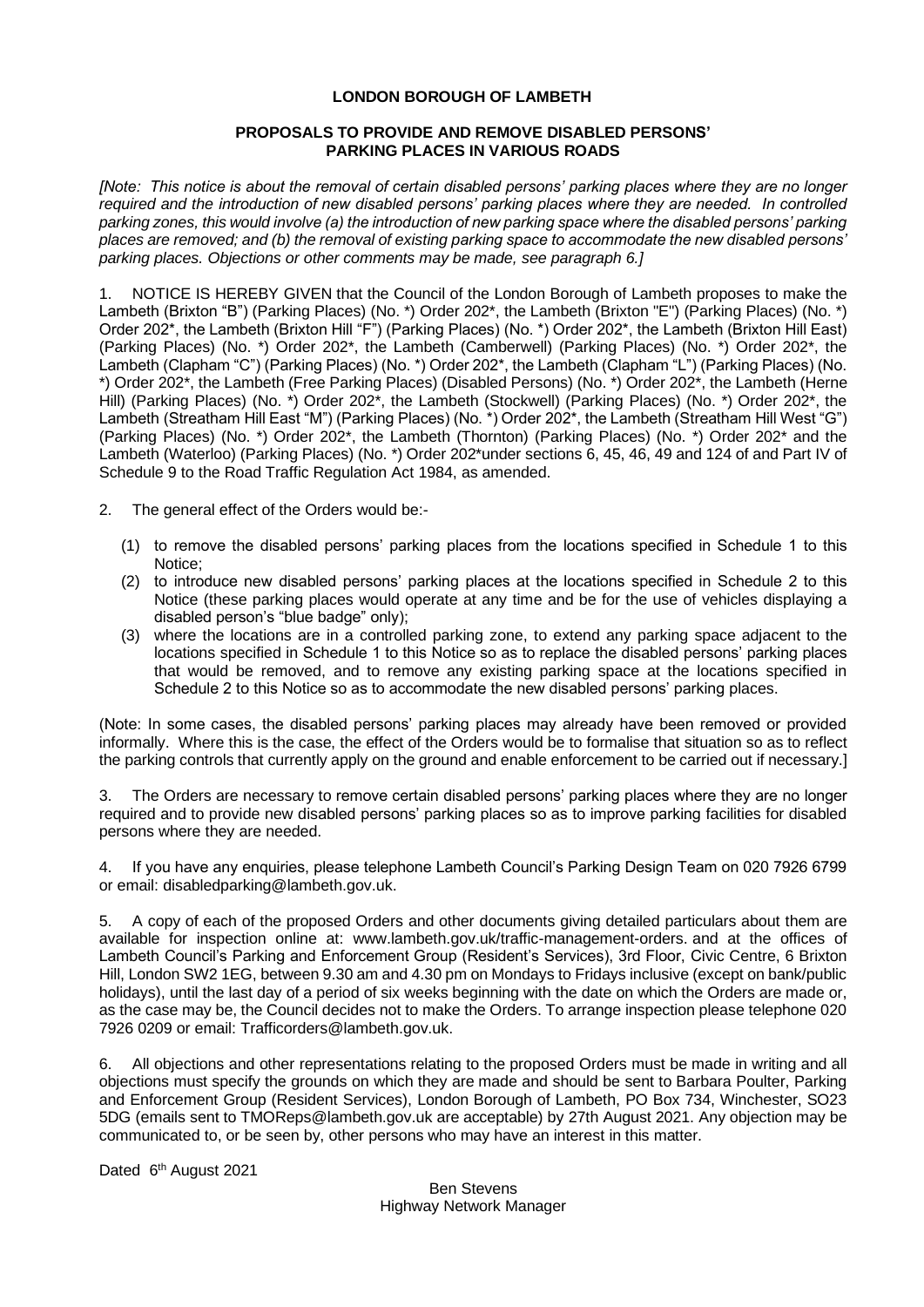**LONDON BOROUGH OF LAMBETH**

**PROPOSALS TO PROVIDE AND REMOVE DISABLED PERSONS' PARKING PLACES IN VARIOUS ROADS**

*[Note: This notice is about the removal of certain disabled persons' parking places where they are no longer required and the introduction of new disabled persons' parking places where they are needed. In controlled parking zones, this would involve (a) the introduction of new parking space where the disabled persons' parking places are removed; and (b) the removal of existing parking space to accommodate the new disabled persons' parking places. Objections or other comments may be made, see paragraph 6.]*

1. NOTICE IS HEREBY GIVEN that the Council of the London Borough of Lambeth proposes to make the Lambeth (Brixton "B") (Parking Places) (No. *) Order 202*, the Lambeth (Brixton "E") (Parking Places) (No. *) Order 202*, the Lambeth (Brixton Hill "F") (Parking Places) (No. *) Order 202*, the Lambeth (Brixton Hill East) (Parking Places) (No. *) Order 202*, the Lambeth (Camberwell) (Parking Places) (No. *) Order 202*, the Lambeth (Clapham "C") (Parking Places) (No. *) Order 202*, the Lambeth (Clapham "L") (Parking Places) (No. *) Order 202*, the Lambeth (Free Parking Places) (Disabled Persons) (No. *) Order 202*, the Lambeth (Herne Hill) (Parking Places) (No. *) Order 202*, the Lambeth (Stockwell) (Parking Places) (No. *) Order 202*, the Lambeth (Streatham Hill East "M") (Parking Places) (No. *) Order 202*, the Lambeth (Streatham Hill West "G") (Parking Places) (No. *) Order 202*, the Lambeth (Thornton) (Parking Places) (No. *) Order 202* and the Lambeth (Waterloo) (Parking Places) (No. *) Order 202*under sections 6, 45, 46, 49 and 124 of and Part IV of Schedule 9 to the Road Traffic Regulation Act 1984, as amended.

2. The general effect of the Orders would be:-

   (1) to remove the disabled persons' parking places from the locations specified in Schedule 1 to this Notice;
   (2) to introduce new disabled persons' parking places at the locations specified in Schedule 2 to this Notice (these parking places would operate at any time and be for the use of vehicles displaying a disabled person's "blue badge" only);
   (3) where the locations are in a controlled parking zone, to extend any parking space adjacent to the locations specified in Schedule 1 to this Notice so as to replace the disabled persons' parking places that would be removed, and to remove any existing parking space at the locations specified in Schedule 2 to this Notice so as to accommodate the new disabled persons' parking places.

(Note: In some cases, the disabled persons' parking places may already have been removed or provided informally. Where this is the case, the effect of the Orders would be to formalise that situation so as to reflect the parking controls that currently apply on the ground and enable enforcement to be carried out if necessary.]

3. The Orders are necessary to remove certain disabled persons' parking places where they are no longer required and to provide new disabled persons' parking places so as to improve parking facilities for disabled persons where they are needed.

4. If you have any enquiries, please telephone Lambeth Council's Parking Design Team on 020 7926 6799 or email: disabledparking@lambeth.gov.uk.

5. A copy of each of the proposed Orders and other documents giving detailed particulars about them are available for inspection online at: www.lambeth.gov.uk/traffic-management-orders. and at the offices of Lambeth Council's Parking and Enforcement Group (Resident's Services), 3rd Floor, Civic Centre, 6 Brixton Hill, London SW2 1EG, between 9.30 am and 4.30 pm on Mondays to Fridays inclusive (except on bank/public holidays), until the last day of a period of six weeks beginning with the date on which the Orders are made or, as the case may be, the Council decides not to make the Orders. To arrange inspection please telephone 020 7926 0209 or email: Trafficorders@lambeth.gov.uk.

6. All objections and other representations relating to the proposed Orders must be made in writing and all objections must specify the grounds on which they are made and should be sent to Barbara Poulter, Parking and Enforcement Group (Resident Services), London Borough of Lambeth, PO Box 734, Winchester, SO23 5DG (emails sent to TMOReps@lambeth.gov.uk are acceptable) by 27th August 2021. Any objection may be communicated to, or be seen by, other persons who may have an interest in this matter.

Dated 6th August 2021

Ben Stevens
Highway Network Manager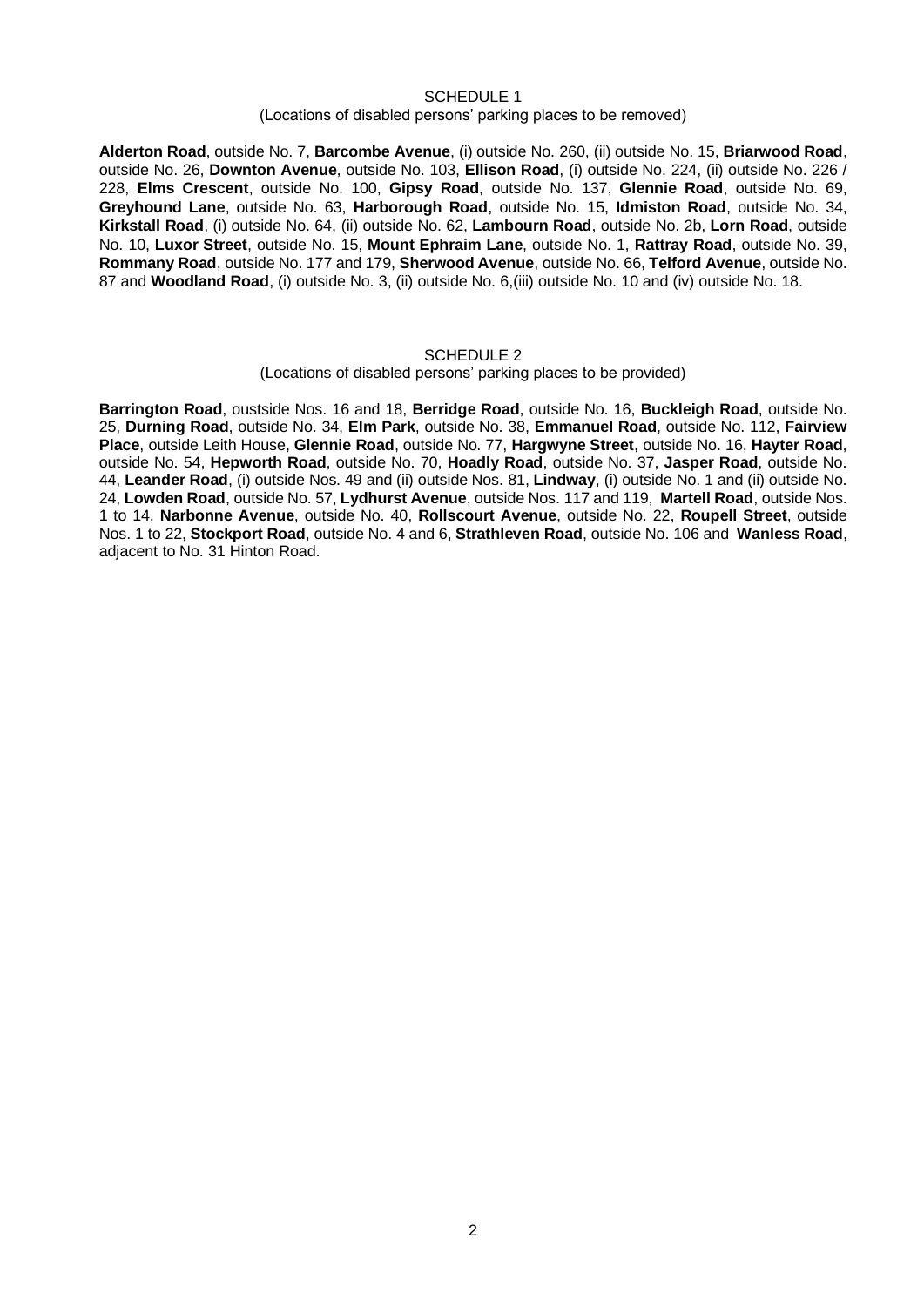SCHEDULE 1

(Locations of disabled persons' parking places to be removed)

**Alderton Road**, outside No. 7, **Barcombe Avenue**, (i) outside No. 260, (ii) outside No. 15, **Briarwood Road**, outside No. 26, **Downton Avenue**, outside No. 103, **Ellison Road**, (i) outside No. 224, (ii) outside No. 226 / 228, **Elms Crescent**, outside No. 100, **Gipsy Road**, outside No. 137, **Glennie Road**, outside No. 69, **Greyhound Lane**, outside No. 63, **Harborough Road**, outside No. 15, **Idmiston Road**, outside No. 34, **Kirkstall Road**, (i) outside No. 64, (ii) outside No. 62, **Lambourn Road**, outside No. 2b, **Lorn Road**, outside No. 10, **Luxor Street**, outside No. 15, **Mount Ephraim Lane**, outside No. 1, **Rattray Road**, outside No. 39, **Rommany Road**, outside No. 177 and 179, **Sherwood Avenue**, outside No. 66, **Telford Avenue**, outside No. 87 and **Woodland Road**, (i) outside No. 3, (ii) outside No. 6,(iii) outside No. 10 and (iv) outside No. 18.

SCHEDULE 2

(Locations of disabled persons' parking places to be provided)

**Barrington Road**, oustside Nos. 16 and 18, **Berridge Road**, outside No. 16, **Buckleigh Road**, outside No. 25, **Durning Road**, outside No. 34, **Elm Park**, outside No. 38, **Emmanuel Road**, outside No. 112, **Fairview Place**, outside Leith House, **Glennie Road**, outside No. 77, **Hargwyne Street**, outside No. 16, **Hayter Road**, outside No. 54, **Hepworth Road**, outside No. 70, **Hoadly Road**, outside No. 37, **Jasper Road**, outside No. 44, **Leander Road**, (i) outside Nos. 49 and (ii) outside Nos. 81, **Lindway**, (i) outside No. 1 and (ii) outside No. 24, **Lowden Road**, outside No. 57, **Lydhurst Avenue**, outside Nos. 117 and 119, **Martell Road**, outside Nos. 1 to 14, **Narbonne Avenue**, outside No. 40, **Rollscourt Avenue**, outside No. 22, **Roupell Street**, outside Nos. 1 to 22, **Stockport Road**, outside No. 4 and 6, **Strathleven Road**, outside No. 106 and **Wanless Road**, adjacent to No. 31 Hinton Road.